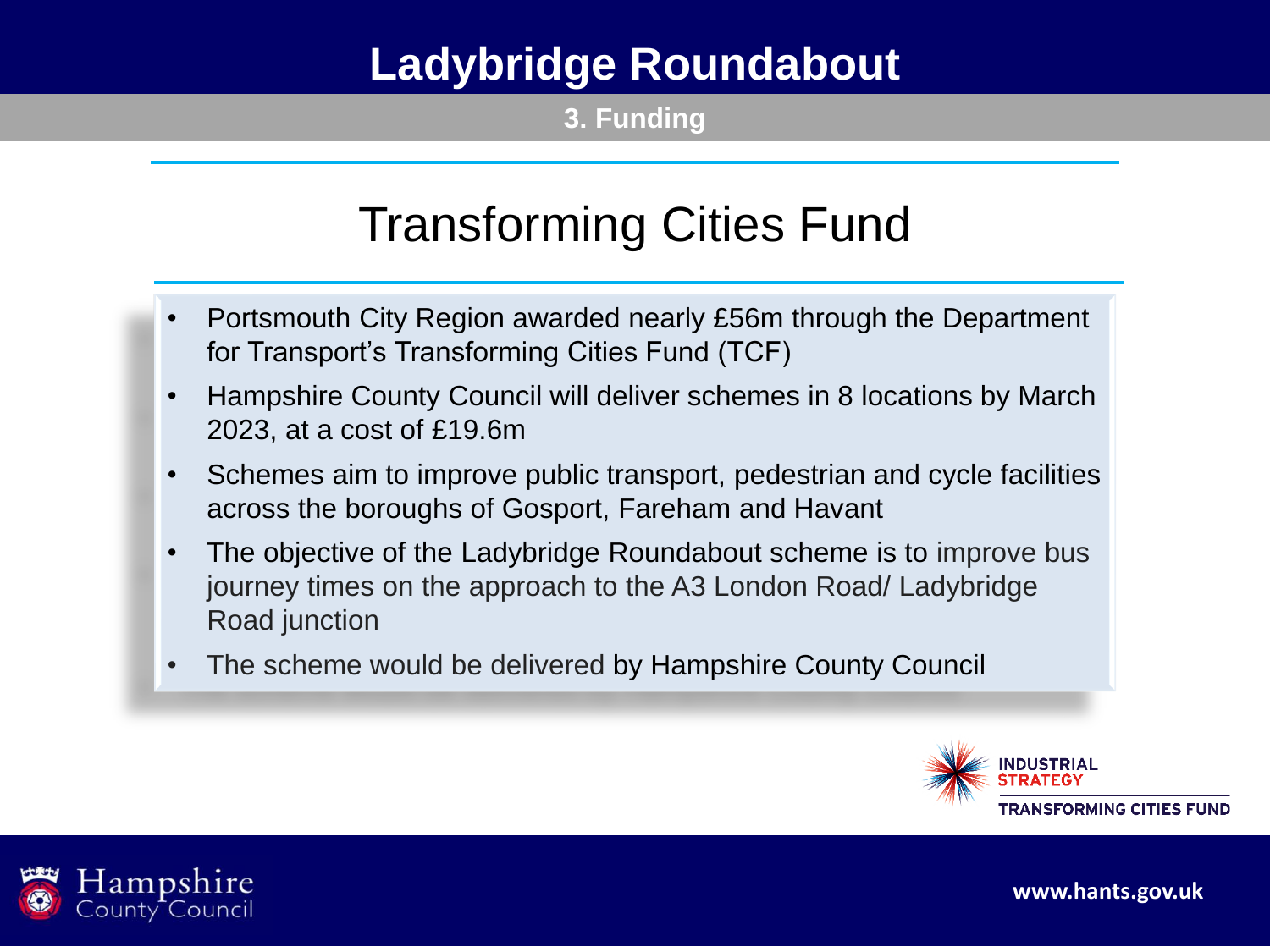# Ladybridge Roundabout

## 3. Funding

## Transforming Cities Fund

- Portsmouth City Region awarded nearly £56m through the Department for Transport's Transforming Cities Fund (TCF)
- Hampshire County Council will deliver schemes in 8 locations by March 2023, at a cost of £19.6m
- Schemes aim to improve public transport, pedestrian and cycle facilities across the boroughs of Gosport, Fareham and Havant
- The objective of the Ladybridge Roundabout scheme is to improve bus journey times on the approach to the A3 London Road/ Ladybridge Road junction
- The scheme would be delivered by Hampshire County Council

INDUSTRIAL STRATEGY
TRANSFORMING CITIES FUND

Hampshire County Council

www.hants.gov.uk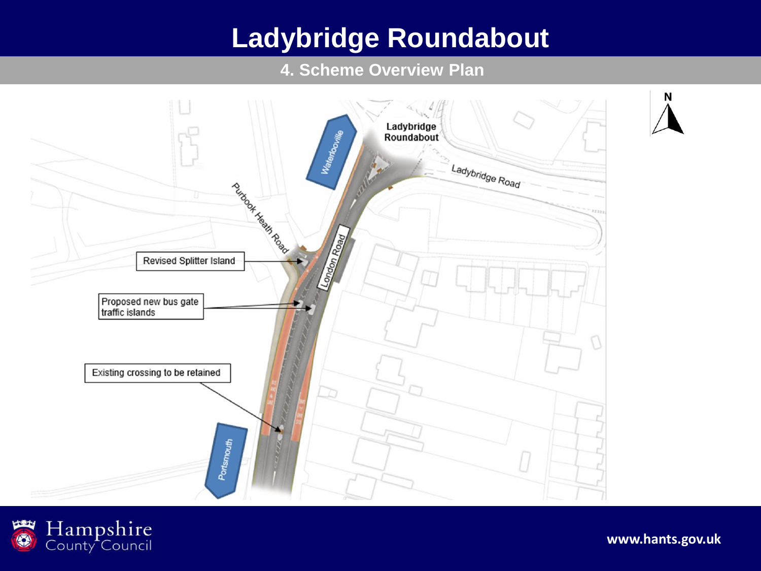# Ladybridge Roundabout

## 4. Scheme Overview Plan

Ladybridge Roundabout

Ladybridge Road

Waterlooville

Purbook Heath Road

London Road

Portsmouth

Revised Splitter Island

Proposed new bus gate traffic islands

Existing crossing to be retained

N

www.hants.gov.uk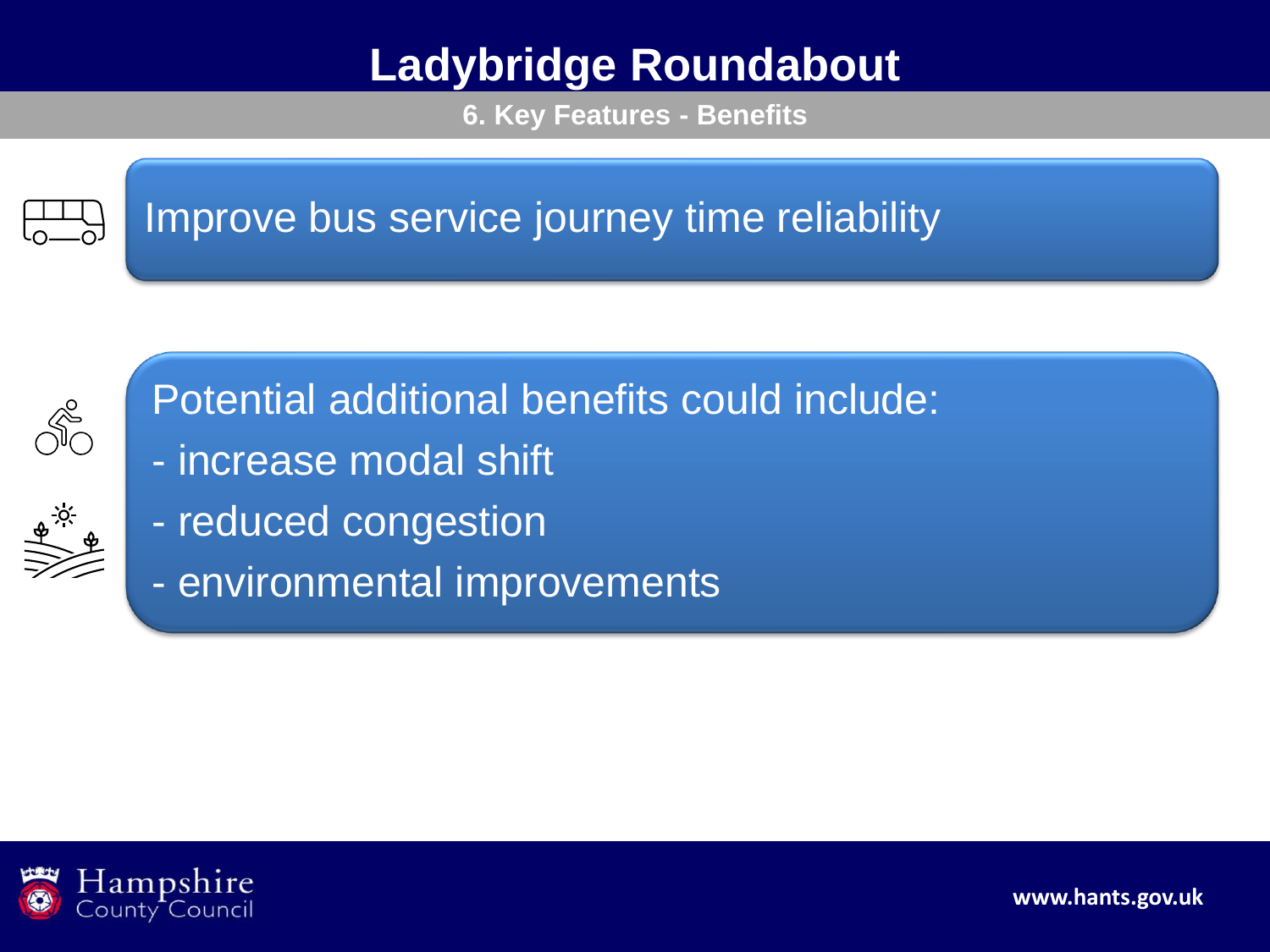# Ladybridge Roundabout

## 6. Key Features - Benefits

Improve bus service journey time reliability

Potential additional benefits could include:

- increase modal shift
- reduced congestion
- environmental improvements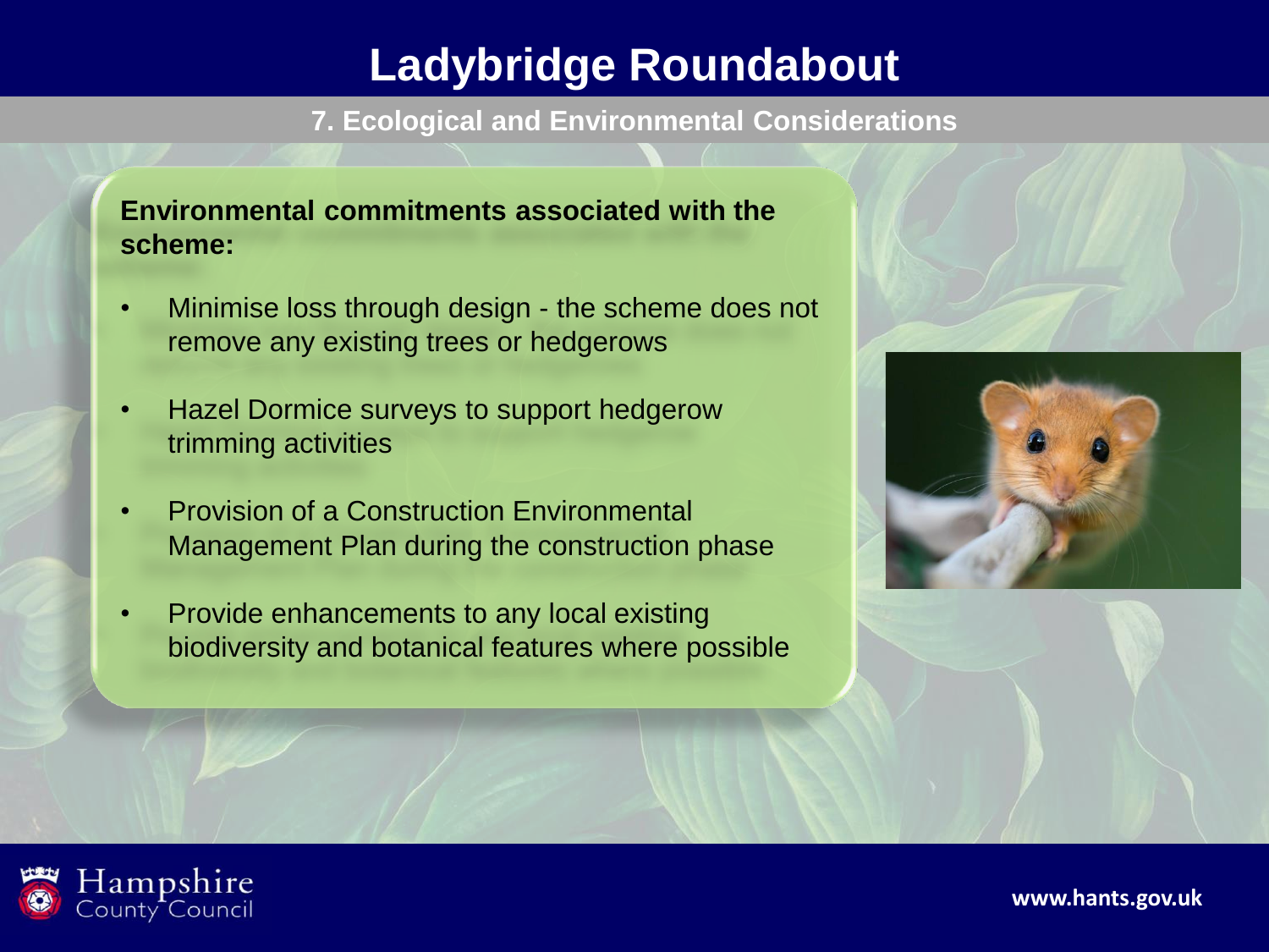# Ladybridge Roundabout

## 7. Ecological and Environmental Considerations

**Environmental commitments associated with the scheme:**

- Minimise loss through design - the scheme does not remove any existing trees or hedgerows
- Hazel Dormice surveys to support hedgerow trimming activities
- Provision of a Construction Environmental Management Plan during the construction phase
- Provide enhancements to any local existing biodiversity and botanical features where possible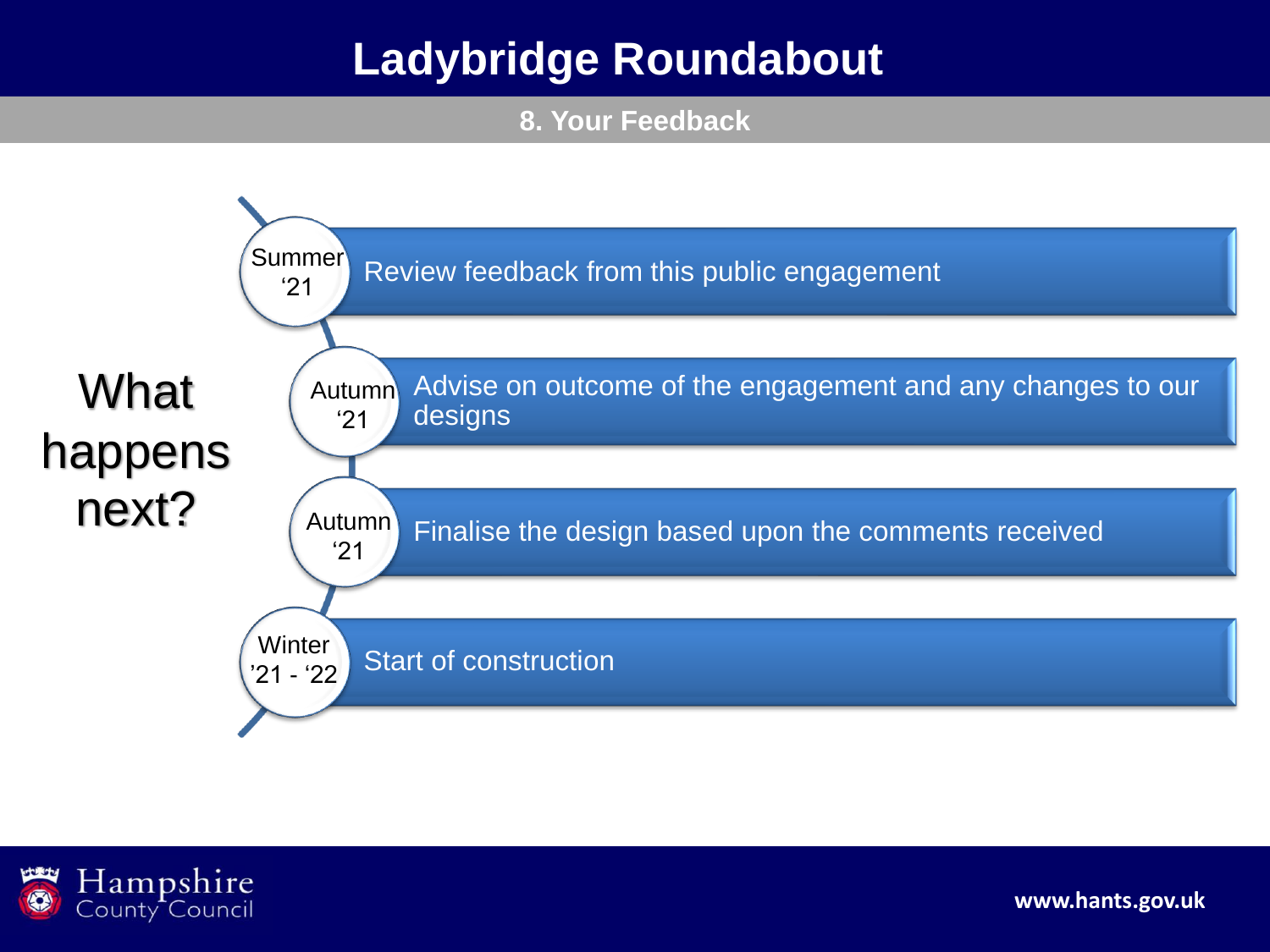# Ladybridge Roundabout

## 8. Your Feedback

### What happens next?

| When | What |
| --- | --- |
| Summer '21 | Review feedback from this public engagement |
| Autumn '21 | Advise on outcome of the engagement and any changes to our designs |
| Autumn '21 | Finalise the design based upon the comments received |
| Winter '21 - '22 | Start of construction |

Hampshire County Council

www.hants.gov.uk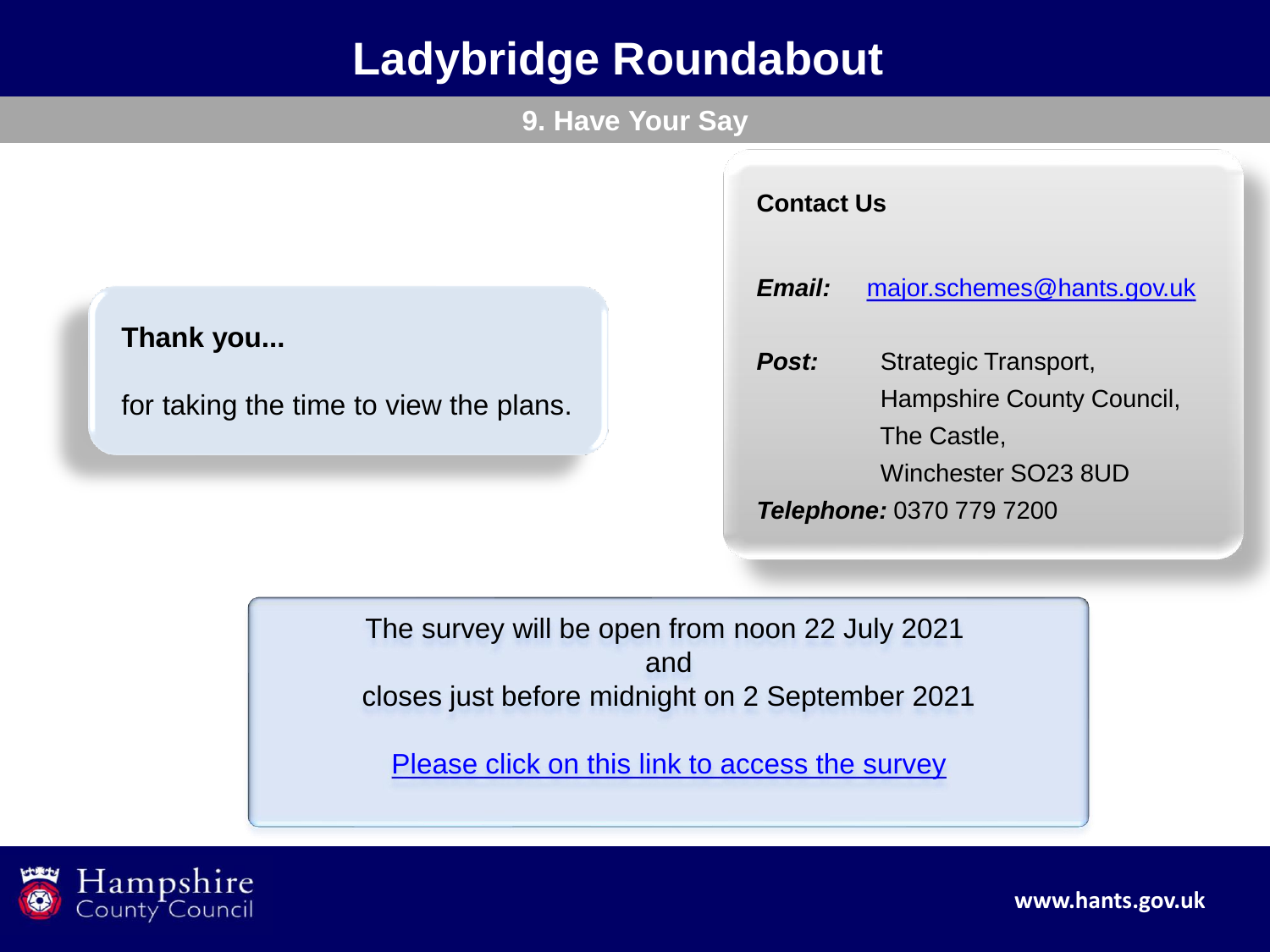# Ladybridge Roundabout

## 9. Have Your Say

**Thank you...**

for taking the time to view the plans.

**Contact Us**

***Email:*** major.schemes@hants.gov.uk

***Post:*** Strategic Transport,
Hampshire County Council,
The Castle,
Winchester SO23 8UD

***Telephone:*** 0370 779 7200

The survey will be open from noon 22 July 2021
and
closes just before midnight on 2 September 2021

Please click on this link to access the survey

Hampshire County Council

www.hants.gov.uk